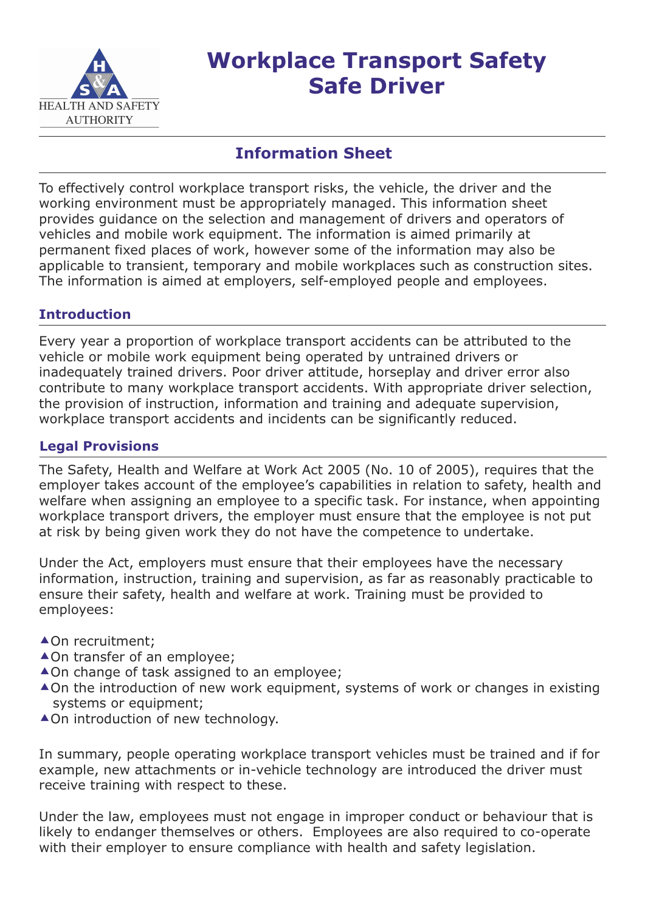# Workplace Transport Safety Safe Driver

## Information Sheet

To effectively control workplace transport risks, the vehicle, the driver and the working environment must be appropriately managed. This information sheet provides guidance on the selection and management of drivers and operators of vehicles and mobile work equipment. The information is aimed primarily at permanent fixed places of work, however some of the information may also be applicable to transient, temporary and mobile workplaces such as construction sites. The information is aimed at employers, self-employed people and employees.

### Introduction

Every year a proportion of workplace transport accidents can be attributed to the vehicle or mobile work equipment being operated by untrained drivers or inadequately trained drivers. Poor driver attitude, horseplay and driver error also contribute to many workplace transport accidents. With appropriate driver selection, the provision of instruction, information and training and adequate supervision, workplace transport accidents and incidents can be significantly reduced.

### Legal Provisions

The Safety, Health and Welfare at Work Act 2005 (No. 10 of 2005), requires that the employer takes account of the employee's capabilities in relation to safety, health and welfare when assigning an employee to a specific task. For instance, when appointing workplace transport drivers, the employer must ensure that the employee is not put at risk by being given work they do not have the competence to undertake.

Under the Act, employers must ensure that their employees have the necessary information, instruction, training and supervision, as far as reasonably practicable to ensure their safety, health and welfare at work. Training must be provided to employees:

- On recruitment;
- On transfer of an employee;
- On change of task assigned to an employee;
- On the introduction of new work equipment, systems of work or changes in existing systems or equipment;
- On introduction of new technology.

In summary, people operating workplace transport vehicles must be trained and if for example, new attachments or in-vehicle technology are introduced the driver must receive training with respect to these.

Under the law, employees must not engage in improper conduct or behaviour that is likely to endanger themselves or others. Employees are also required to co-operate with their employer to ensure compliance with health and safety legislation.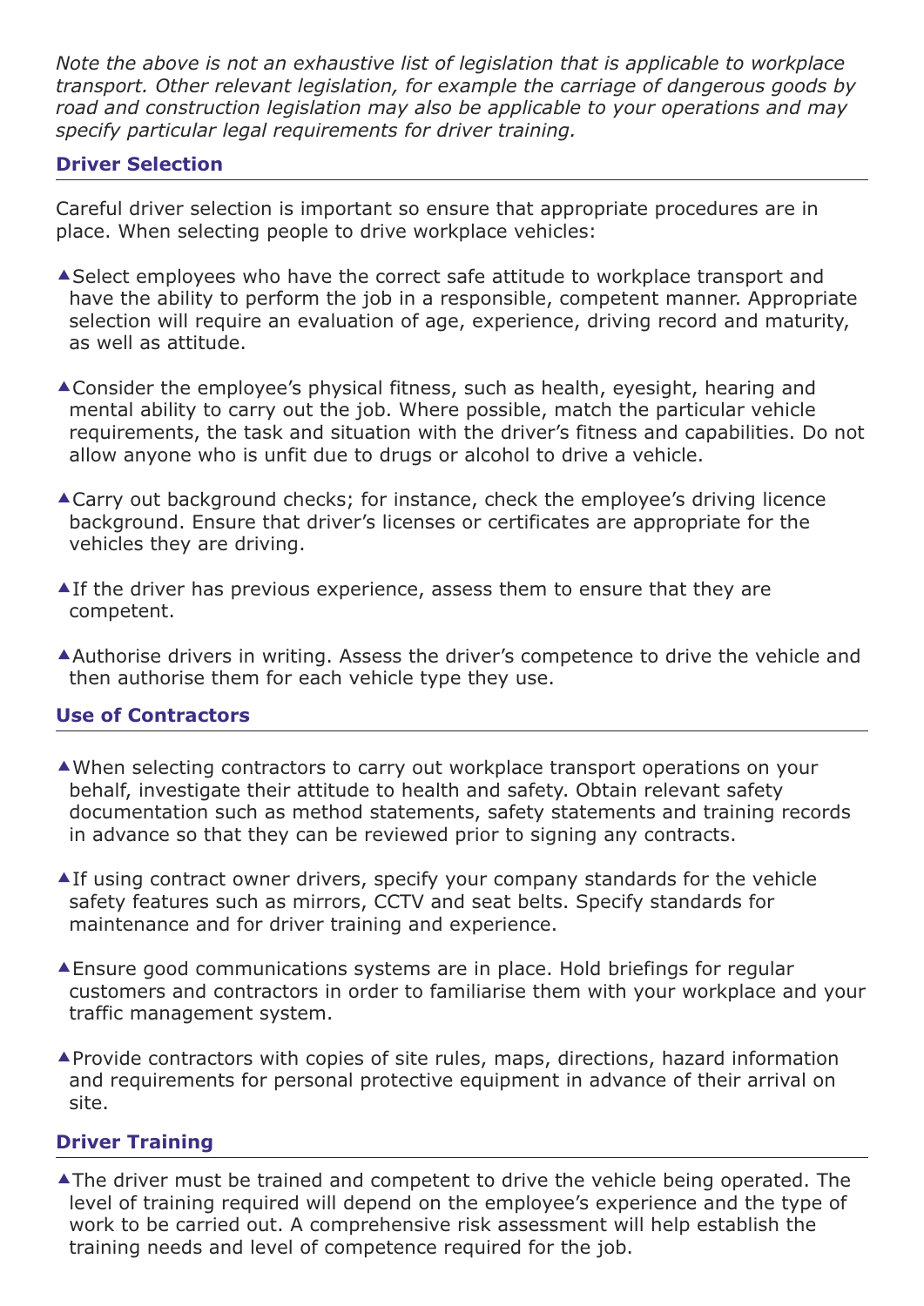*Note the above is not an exhaustive list of legislation that is applicable to workplace transport. Other relevant legislation, for example the carriage of dangerous goods by road and construction legislation may also be applicable to your operations and may specify particular legal requirements for driver training.*

## Driver Selection

Careful driver selection is important so ensure that appropriate procedures are in place. When selecting people to drive workplace vehicles:

- Select employees who have the correct safe attitude to workplace transport and have the ability to perform the job in a responsible, competent manner. Appropriate selection will require an evaluation of age, experience, driving record and maturity, as well as attitude.
- Consider the employee's physical fitness, such as health, eyesight, hearing and mental ability to carry out the job. Where possible, match the particular vehicle requirements, the task and situation with the driver's fitness and capabilities. Do not allow anyone who is unfit due to drugs or alcohol to drive a vehicle.
- Carry out background checks; for instance, check the employee's driving licence background. Ensure that driver's licenses or certificates are appropriate for the vehicles they are driving.
- If the driver has previous experience, assess them to ensure that they are competent.
- Authorise drivers in writing. Assess the driver's competence to drive the vehicle and then authorise them for each vehicle type they use.

## Use of Contractors

- When selecting contractors to carry out workplace transport operations on your behalf, investigate their attitude to health and safety. Obtain relevant safety documentation such as method statements, safety statements and training records in advance so that they can be reviewed prior to signing any contracts.
- If using contract owner drivers, specify your company standards for the vehicle safety features such as mirrors, CCTV and seat belts. Specify standards for maintenance and for driver training and experience.
- Ensure good communications systems are in place. Hold briefings for regular customers and contractors in order to familiarise them with your workplace and your traffic management system.
- Provide contractors with copies of site rules, maps, directions, hazard information and requirements for personal protective equipment in advance of their arrival on site.

## Driver Training

- The driver must be trained and competent to drive the vehicle being operated. The level of training required will depend on the employee's experience and the type of work to be carried out. A comprehensive risk assessment will help establish the training needs and level of competence required for the job.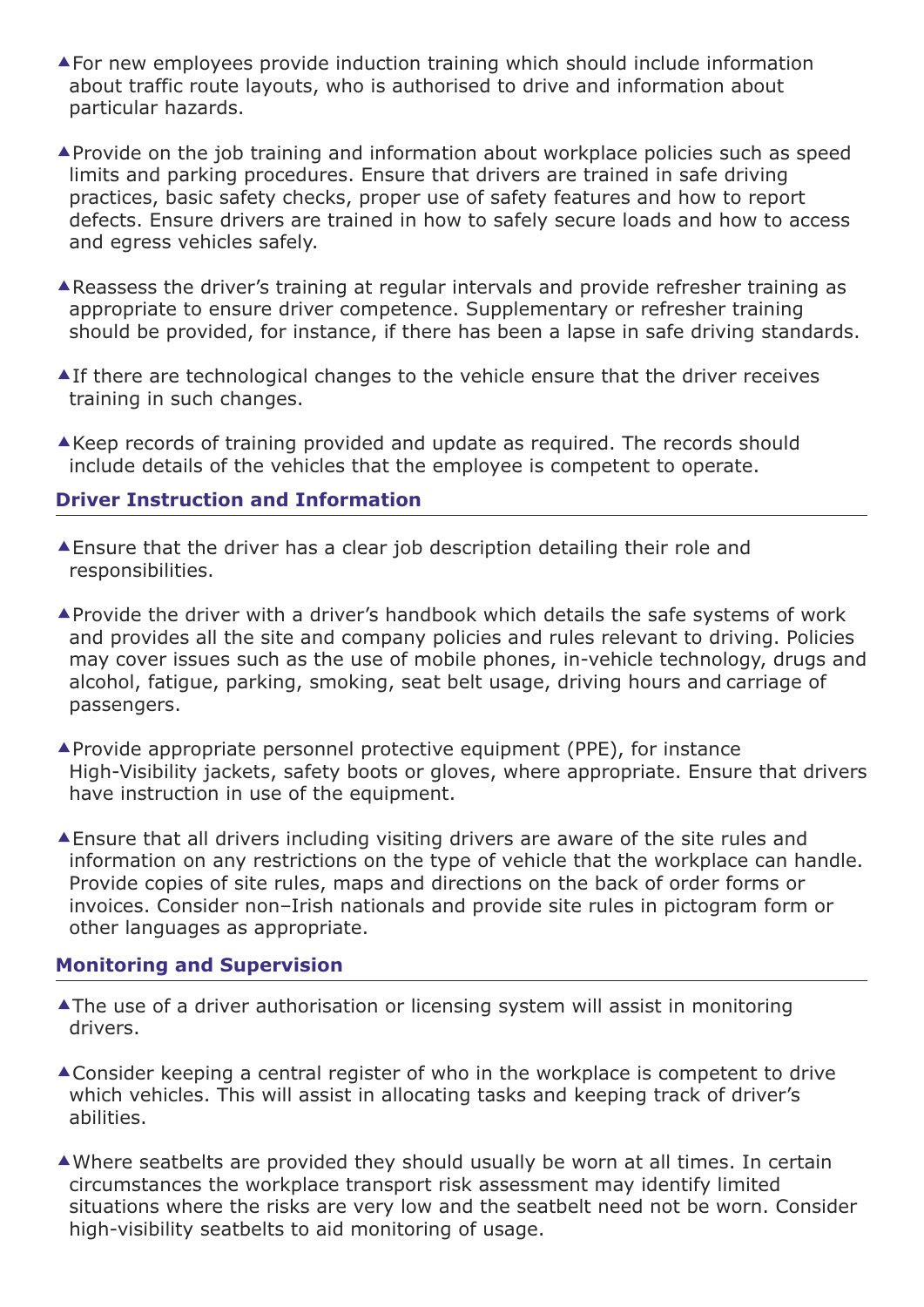- For new employees provide induction training which should include information about traffic route layouts, who is authorised to drive and information about particular hazards.

- Provide on the job training and information about workplace policies such as speed limits and parking procedures. Ensure that drivers are trained in safe driving practices, basic safety checks, proper use of safety features and how to report defects. Ensure drivers are trained in how to safely secure loads and how to access and egress vehicles safely.

- Reassess the driver's training at regular intervals and provide refresher training as appropriate to ensure driver competence. Supplementary or refresher training should be provided, for instance, if there has been a lapse in safe driving standards.

- If there are technological changes to the vehicle ensure that the driver receives training in such changes.

- Keep records of training provided and update as required. The records should include details of the vehicles that the employee is competent to operate.

### Driver Instruction and Information

- Ensure that the driver has a clear job description detailing their role and responsibilities.

- Provide the driver with a driver's handbook which details the safe systems of work and provides all the site and company policies and rules relevant to driving. Policies may cover issues such as the use of mobile phones, in-vehicle technology, drugs and alcohol, fatigue, parking, smoking, seat belt usage, driving hours and carriage of passengers.

- Provide appropriate personnel protective equipment (PPE), for instance High-Visibility jackets, safety boots or gloves, where appropriate. Ensure that drivers have instruction in use of the equipment.

- Ensure that all drivers including visiting drivers are aware of the site rules and information on any restrictions on the type of vehicle that the workplace can handle. Provide copies of site rules, maps and directions on the back of order forms or invoices. Consider non–Irish nationals and provide site rules in pictogram form or other languages as appropriate.

### Monitoring and Supervision

- The use of a driver authorisation or licensing system will assist in monitoring drivers.

- Consider keeping a central register of who in the workplace is competent to drive which vehicles. This will assist in allocating tasks and keeping track of driver's abilities.

- Where seatbelts are provided they should usually be worn at all times. In certain circumstances the workplace transport risk assessment may identify limited situations where the risks are very low and the seatbelt need not be worn. Consider high-visibility seatbelts to aid monitoring of usage.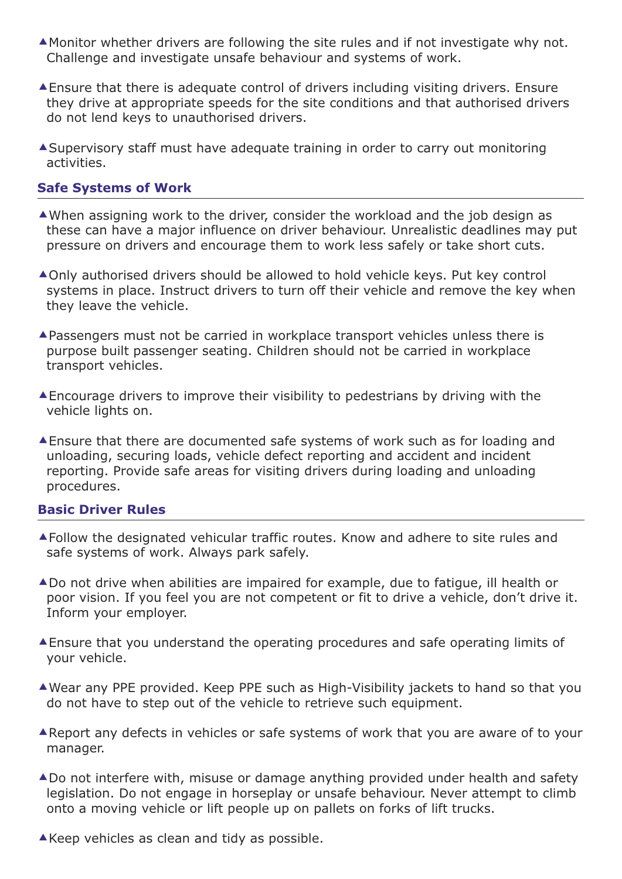- Monitor whether drivers are following the site rules and if not investigate why not. Challenge and investigate unsafe behaviour and systems of work.

- Ensure that there is adequate control of drivers including visiting drivers. Ensure they drive at appropriate speeds for the site conditions and that authorised drivers do not lend keys to unauthorised drivers.

- Supervisory staff must have adequate training in order to carry out monitoring activities.

### Safe Systems of Work

- When assigning work to the driver, consider the workload and the job design as these can have a major influence on driver behaviour. Unrealistic deadlines may put pressure on drivers and encourage them to work less safely or take short cuts.

- Only authorised drivers should be allowed to hold vehicle keys. Put key control systems in place. Instruct drivers to turn off their vehicle and remove the key when they leave the vehicle.

- Passengers must not be carried in workplace transport vehicles unless there is purpose built passenger seating. Children should not be carried in workplace transport vehicles.

- Encourage drivers to improve their visibility to pedestrians by driving with the vehicle lights on.

- Ensure that there are documented safe systems of work such as for loading and unloading, securing loads, vehicle defect reporting and accident and incident reporting. Provide safe areas for visiting drivers during loading and unloading procedures.

### Basic Driver Rules

- Follow the designated vehicular traffic routes. Know and adhere to site rules and safe systems of work. Always park safely.

- Do not drive when abilities are impaired for example, due to fatigue, ill health or poor vision. If you feel you are not competent or fit to drive a vehicle, don't drive it. Inform your employer.

- Ensure that you understand the operating procedures and safe operating limits of your vehicle.

- Wear any PPE provided. Keep PPE such as High-Visibility jackets to hand so that you do not have to step out of the vehicle to retrieve such equipment.

- Report any defects in vehicles or safe systems of work that you are aware of to your manager.

- Do not interfere with, misuse or damage anything provided under health and safety legislation. Do not engage in horseplay or unsafe behaviour. Never attempt to climb onto a moving vehicle or lift people up on pallets on forks of lift trucks.

- Keep vehicles as clean and tidy as possible.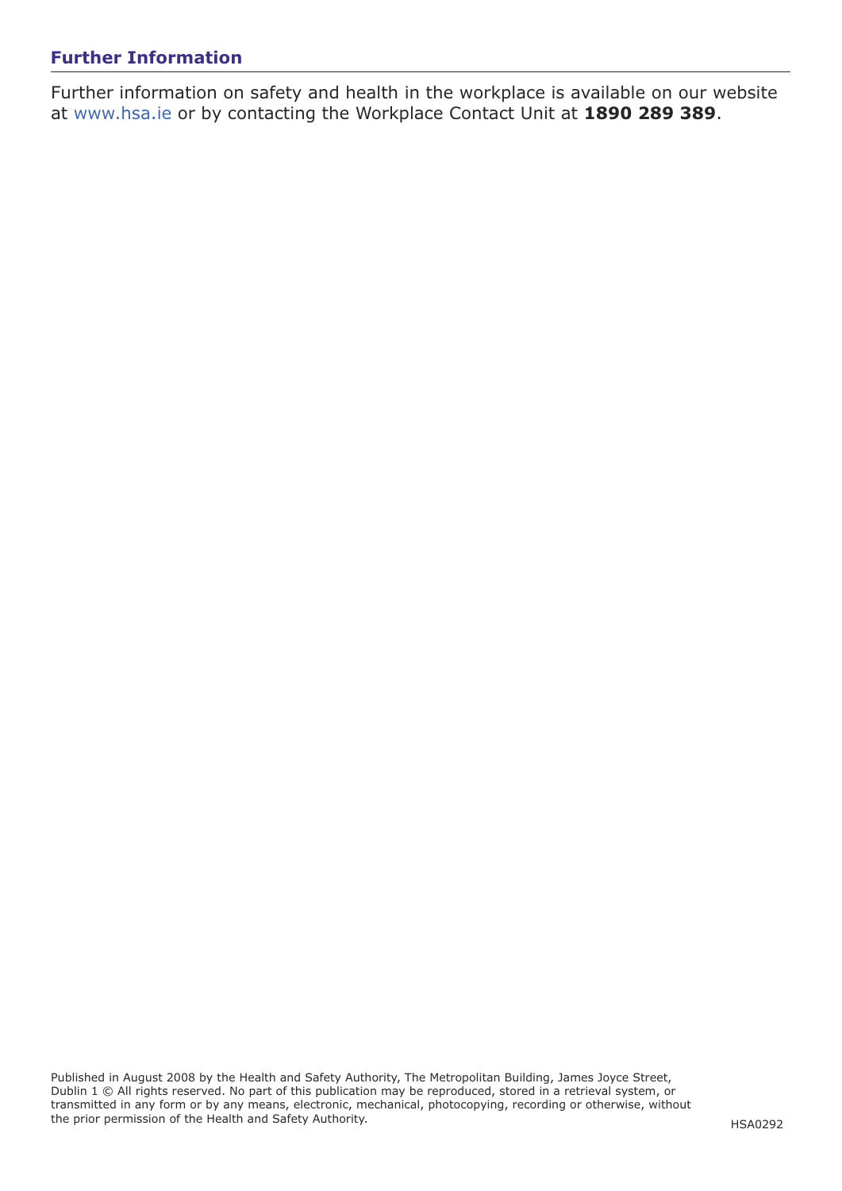## Further Information

Further information on safety and health in the workplace is available on our website at www.hsa.ie or by contacting the Workplace Contact Unit at **1890 289 389**.

Published in August 2008 by the Health and Safety Authority, The Metropolitan Building, James Joyce Street, Dublin 1 © All rights reserved. No part of this publication may be reproduced, stored in a retrieval system, or transmitted in any form or by any means, electronic, mechanical, photocopying, recording or otherwise, without the prior permission of the Health and Safety Authority.

HSA0292